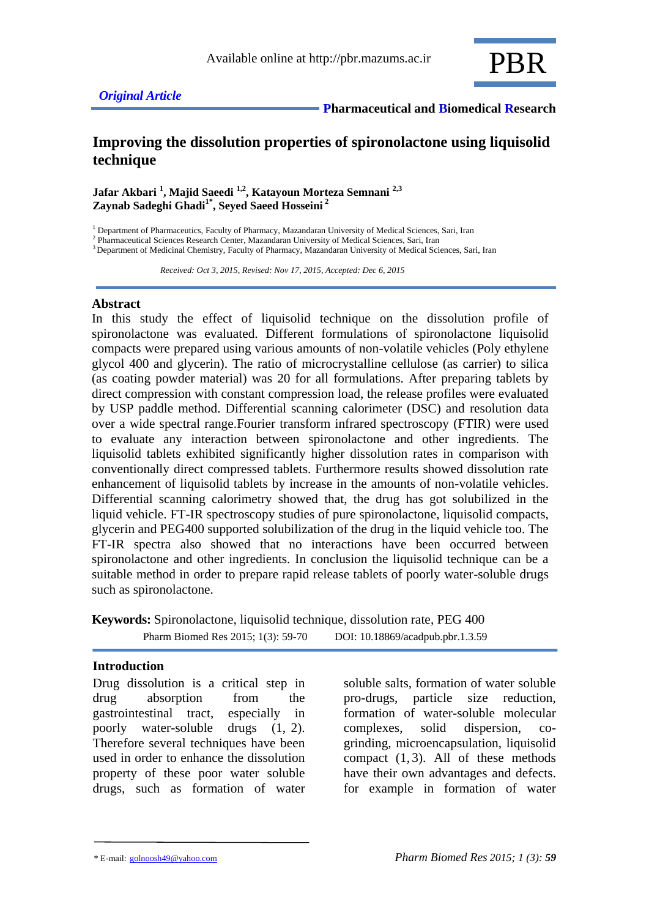Available online at http://pbr.mazums.ac.ir

PBR

*Original Article*

**Pharmaceutical and Biomedical Research**

# Improving the dissolution properties of spironolactone using liquisolid technique

**Jafar Akbari [1], Majid Saeedi [1,2], Katayoun Morteza Semnani [2,3]**
**Zaynab Sadeghi Ghadi[1*], Seyed Saeed Hosseini [2]**

[1] Department of Pharmaceutics, Faculty of Pharmacy, Mazandaran University of Medical Sciences, Sari, Iran
[2] Pharmaceutical Sciences Research Center, Mazandaran University of Medical Sciences, Sari, Iran
[3] Department of Medicinal Chemistry, Faculty of Pharmacy, Mazandaran University of Medical Sciences, Sari, Iran

*Received: Oct 3, 2015, Revised: Nov 17, 2015, Accepted: Dec 6, 2015*

## Abstract

In this study the effect of liquisolid technique on the dissolution profile of spironolactone was evaluated. Different formulations of spironolactone liquisolid compacts were prepared using various amounts of non-volatile vehicles (Poly ethylene glycol 400 and glycerin). The ratio of microcrystalline cellulose (as carrier) to silica (as coating powder material) was 20 for all formulations. After preparing tablets by direct compression with constant compression load, the release profiles were evaluated by USP paddle method. Differential scanning calorimeter (DSC) and resolution data over a wide spectral range.Fourier transform infrared spectroscopy (FTIR) were used to evaluate any interaction between spironolactone and other ingredients. The liquisolid tablets exhibited significantly higher dissolution rates in comparison with conventionally direct compressed tablets. Furthermore results showed dissolution rate enhancement of liquisolid tablets by increase in the amounts of non-volatile vehicles. Differential scanning calorimetry showed that, the drug has got solubilized in the liquid vehicle. FT-IR spectroscopy studies of pure spironolactone, liquisolid compacts, glycerin and PEG400 supported solubilization of the drug in the liquid vehicle too. The FT-IR spectra also showed that no interactions have been occurred between spironolactone and other ingredients. In conclusion the liquisolid technique can be a suitable method in order to prepare rapid release tablets of poorly water-soluble drugs such as spironolactone.

**Keywords:** Spironolactone, liquisolid technique, dissolution rate, PEG 400

Pharm Biomed Res 2015; 1(3): 59-70     DOI: 10.18869/acadpub.pbr.1.3.59

## Introduction

Drug dissolution is a critical step in drug absorption from the gastrointestinal tract, especially in poorly water-soluble drugs (1, 2). Therefore several techniques have been used in order to enhance the dissolution property of these poor water soluble drugs, such as formation of water soluble salts, formation of water soluble pro-drugs, particle size reduction, formation of water-soluble molecular complexes, solid dispersion, co-grinding, microencapsulation, liquisolid compact (1, 3). All of these methods have their own advantages and defects. for example in formation of water

\* E-mail: golnoosh49@yahoo.com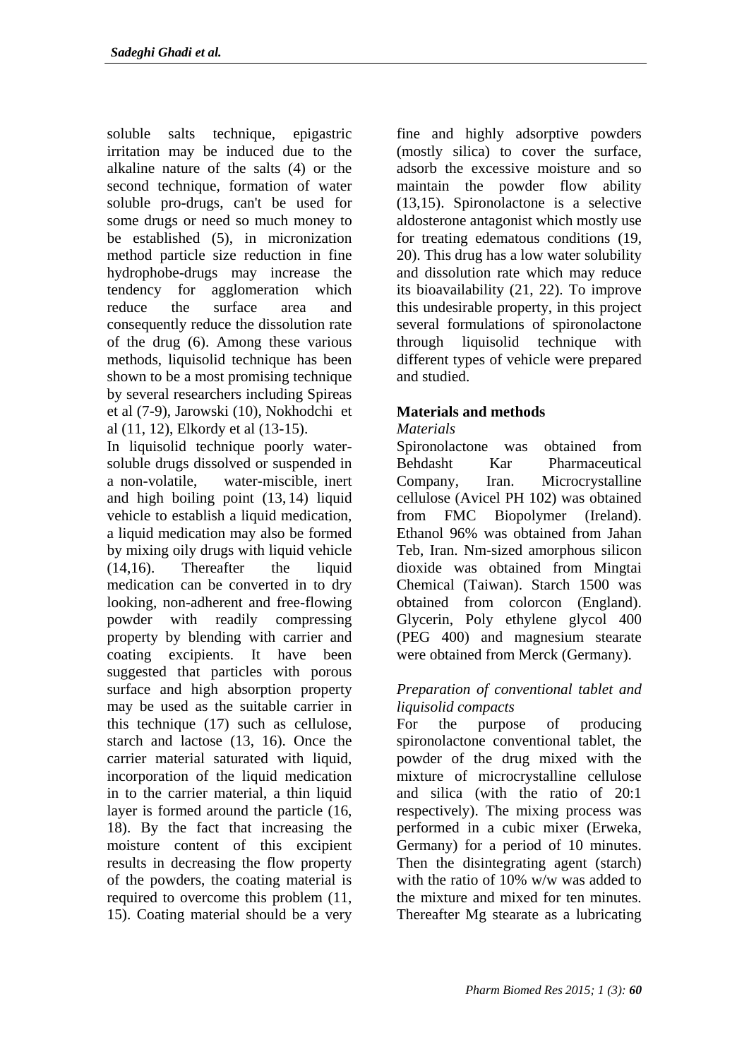soluble salts technique, epigastric irritation may be induced due to the alkaline nature of the salts (4) or the second technique, formation of water soluble pro-drugs, can't be used for some drugs or need so much money to be established (5), in micronization method particle size reduction in fine hydrophobe-drugs may increase the tendency for agglomeration which reduce the surface area and consequently reduce the dissolution rate of the drug (6). Among these various methods, liquisolid technique has been shown to be a most promising technique by several researchers including Spireas et al (7-9), Jarowski (10), Nokhodchi et al (11, 12), Elkordy et al (13-15).

In liquisolid technique poorly water-soluble drugs dissolved or suspended in a non-volatile, water-miscible, inert and high boiling point (13, 14) liquid vehicle to establish a liquid medication, a liquid medication may also be formed by mixing oily drugs with liquid vehicle (14,16). Thereafter the liquid medication can be converted in to dry looking, non-adherent and free-flowing powder with readily compressing property by blending with carrier and coating excipients. It have been suggested that particles with porous surface and high absorption property may be used as the suitable carrier in this technique (17) such as cellulose, starch and lactose (13, 16). Once the carrier material saturated with liquid, incorporation of the liquid medication in to the carrier material, a thin liquid layer is formed around the particle (16, 18). By the fact that increasing the moisture content of this excipient results in decreasing the flow property of the powders, the coating material is required to overcome this problem (11, 15). Coating material should be a very fine and highly adsorptive powders (mostly silica) to cover the surface, adsorb the excessive moisture and so maintain the powder flow ability (13,15). Spironolactone is a selective aldosterone antagonist which mostly use for treating edematous conditions (19, 20). This drug has a low water solubility and dissolution rate which may reduce its bioavailability (21, 22). To improve this undesirable property, in this project several formulations of spironolactone through liquisolid technique with different types of vehicle were prepared and studied.

## Materials and methods

### *Materials*

Spironolactone was obtained from Behdasht Kar Pharmaceutical Company, Iran. Microcrystalline cellulose (Avicel PH 102) was obtained from FMC Biopolymer (Ireland). Ethanol 96% was obtained from Jahan Teb, Iran. Nm-sized amorphous silicon dioxide was obtained from Mingtai Chemical (Taiwan). Starch 1500 was obtained from colorcon (England). Glycerin, Poly ethylene glycol 400 (PEG 400) and magnesium stearate were obtained from Merck (Germany).

### *Preparation of conventional tablet and liquisolid compacts*

For the purpose of producing spironolactone conventional tablet, the powder of the drug mixed with the mixture of microcrystalline cellulose and silica (with the ratio of 20:1 respectively). The mixing process was performed in a cubic mixer (Erweka, Germany) for a period of 10 minutes. Then the disintegrating agent (starch) with the ratio of 10% w/w was added to the mixture and mixed for ten minutes. Thereafter Mg stearate as a lubricating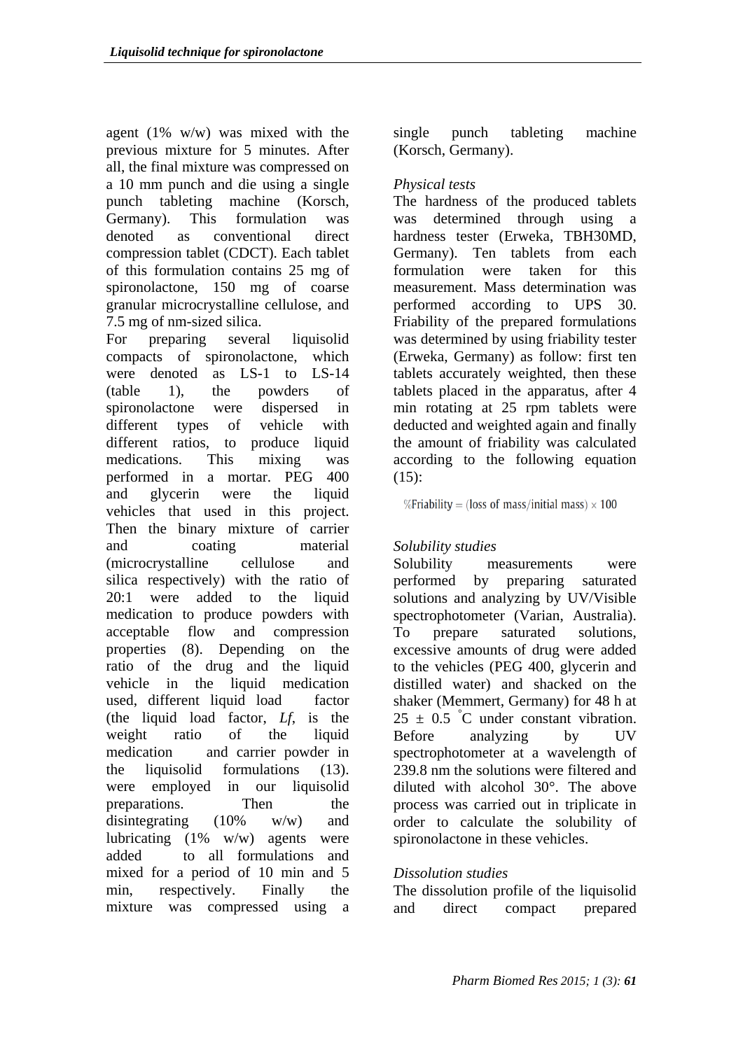agent (1% w/w) was mixed with the previous mixture for 5 minutes. After all, the final mixture was compressed on a 10 mm punch and die using a single punch tableting machine (Korsch, Germany). This formulation was denoted as conventional direct compression tablet (CDCT). Each tablet of this formulation contains 25 mg of spironolactone, 150 mg of coarse granular microcrystalline cellulose, and 7.5 mg of nm-sized silica.

For preparing several liquisolid compacts of spironolactone, which were denoted as LS-1 to LS-14 (table 1), the powders of spironolactone were dispersed in different types of vehicle with different ratios, to produce liquid medications. This mixing was performed in a mortar. PEG 400 and glycerin were the liquid vehicles that used in this project. Then the binary mixture of carrier and coating material (microcrystalline cellulose and silica respectively) with the ratio of 20:1 were added to the liquid medication to produce powders with acceptable flow and compression properties (8). Depending on the ratio of the drug and the liquid vehicle in the liquid medication used, different liquid load factor (the liquid load factor, *Lf*, is the weight ratio of the liquid medication and carrier powder in the liquisolid formulations (13). were employed in our liquisolid preparations. Then the disintegrating (10% w/w) and lubricating (1% w/w) agents were added to all formulations and mixed for a period of 10 min and 5 min, respectively. Finally the mixture was compressed using a single punch tableting machine (Korsch, Germany).

*Physical tests*

The hardness of the produced tablets was determined through using a hardness tester (Erweka, TBH30MD, Germany). Ten tablets from each formulation were taken for this measurement. Mass determination was performed according to UPS 30. Friability of the prepared formulations was determined by using friability tester (Erweka, Germany) as follow: first ten tablets accurately weighted, then these tablets placed in the apparatus, after 4 min rotating at 25 rpm tablets were deducted and weighted again and finally the amount of friability was calculated according to the following equation (15):

$$\%\text{Friability} = (\text{loss of mass}/\text{initial mass}) \times 100$$

*Solubility studies*

Solubility measurements were performed by preparing saturated solutions and analyzing by UV/Visible spectrophotometer (Varian, Australia). To prepare saturated solutions, excessive amounts of drug were added to the vehicles (PEG 400, glycerin and distilled water) and shacked on the shaker (Memmert, Germany) for 48 h at 25 ± 0.5 °C under constant vibration. Before analyzing by UV spectrophotometer at a wavelength of 239.8 nm the solutions were filtered and diluted with alcohol 30°. The above process was carried out in triplicate in order to calculate the solubility of spironolactone in these vehicles.

*Dissolution studies*

The dissolution profile of the liquisolid and direct compact prepared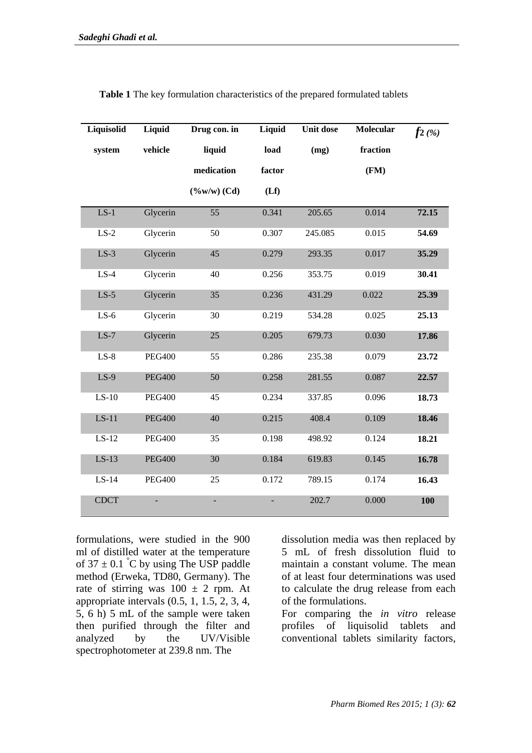**Table 1** The key formulation characteristics of the prepared formulated tablets

| Liquisolid system | Liquid vehicle | Drug con. in liquid medication (%w/w) (Cd) | Liquid load factor (Lf) | Unit dose (mg) | Molecular fraction (FM) | $f_2$ (%) |
|---|---|---|---|---|---|---|
| LS-1 | Glycerin | 55 | 0.341 | 205.65 | 0.014 | **72.15** |
| LS-2 | Glycerin | 50 | 0.307 | 245.085 | 0.015 | **54.69** |
| LS-3 | Glycerin | 45 | 0.279 | 293.35 | 0.017 | **35.29** |
| LS-4 | Glycerin | 40 | 0.256 | 353.75 | 0.019 | **30.41** |
| LS-5 | Glycerin | 35 | 0.236 | 431.29 | 0.022 | **25.39** |
| LS-6 | Glycerin | 30 | 0.219 | 534.28 | 0.025 | **25.13** |
| LS-7 | Glycerin | 25 | 0.205 | 679.73 | 0.030 | **17.86** |
| LS-8 | PEG400 | 55 | 0.286 | 235.38 | 0.079 | **23.72** |
| LS-9 | PEG400 | 50 | 0.258 | 281.55 | 0.087 | **22.57** |
| LS-10 | PEG400 | 45 | 0.234 | 337.85 | 0.096 | **18.73** |
| LS-11 | PEG400 | 40 | 0.215 | 408.4 | 0.109 | **18.46** |
| LS-12 | PEG400 | 35 | 0.198 | 498.92 | 0.124 | **18.21** |
| LS-13 | PEG400 | 30 | 0.184 | 619.83 | 0.145 | **16.78** |
| LS-14 | PEG400 | 25 | 0.172 | 789.15 | 0.174 | **16.43** |
| CDCT | - | - | - | 202.7 | 0.000 | **100** |

formulations, were studied in the 900 ml of distilled water at the temperature of 37 ± 0.1 °C by using The USP paddle method (Erweka, TD80, Germany). The rate of stirring was 100 ± 2 rpm. At appropriate intervals (0.5, 1, 1.5, 2, 3, 4, 5, 6 h) 5 mL of the sample were taken then purified through the filter and analyzed by the UV/Visible spectrophotometer at 239.8 nm. The dissolution media was then replaced by 5 mL of fresh dissolution fluid to maintain a constant volume. The mean of at least four determinations was used to calculate the drug release from each of the formulations.

For comparing the *in vitro* release profiles of liquisolid tablets and conventional tablets similarity factors,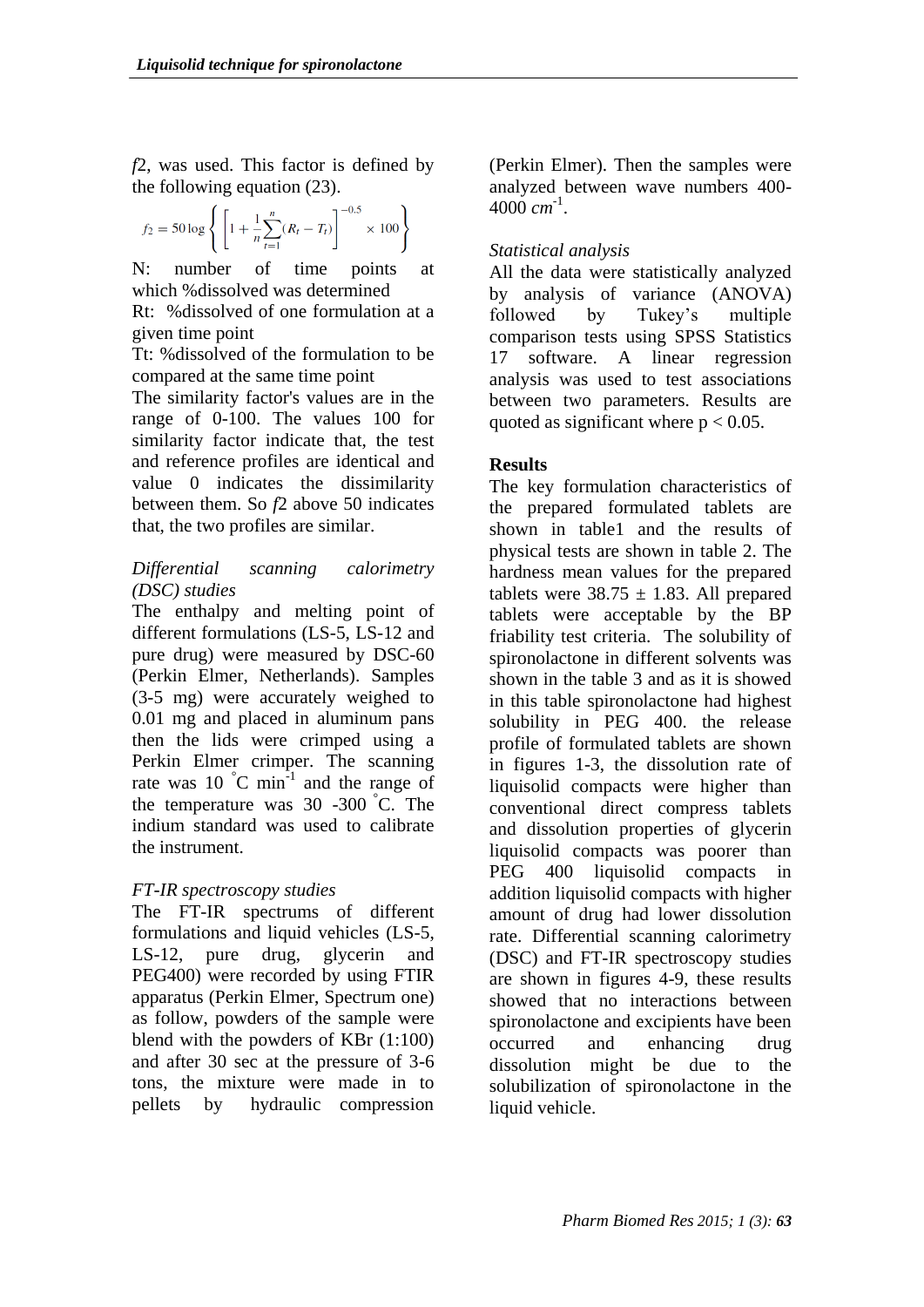*f*2, was used. This factor is defined by the following equation (23).

$$f_2 = 50 \log \left\{ \left[ 1 + \frac{1}{n} \sum_{t=1}^{n} (R_t - T_t) \right]^{-0.5} \times 100 \right\}$$

N: number of time points at which %dissolved was determined

Rt: %dissolved of one formulation at a given time point

Tt: %dissolved of the formulation to be compared at the same time point

The similarity factor's values are in the range of 0-100. The values 100 for similarity factor indicate that, the test and reference profiles are identical and value 0 indicates the dissimilarity between them. So *f*2 above 50 indicates that, the two profiles are similar.

*Differential scanning calorimetry (DSC) studies*

The enthalpy and melting point of different formulations (LS-5, LS-12 and pure drug) were measured by DSC-60 (Perkin Elmer, Netherlands). Samples (3-5 mg) were accurately weighed to 0.01 mg and placed in aluminum pans then the lids were crimped using a Perkin Elmer crimper. The scanning rate was 10 $^{\circ}C\ min^{-1}$ and the range of the temperature was 30 -300 $^{\circ}C$. The indium standard was used to calibrate the instrument.

*FT-IR spectroscopy studies*

The FT-IR spectrums of different formulations and liquid vehicles (LS-5, LS-12, pure drug, glycerin and PEG400) were recorded by using FTIR apparatus (Perkin Elmer, Spectrum one) as follow, powders of the sample were blend with the powders of KBr (1:100) and after 30 sec at the pressure of 3-6 tons, the mixture were made in to pellets by hydraulic compression (Perkin Elmer). Then the samples were analyzed between wave numbers 400-4000 $cm^{-1}$.

*Statistical analysis*

All the data were statistically analyzed by analysis of variance (ANOVA) followed by Tukey's multiple comparison tests using SPSS Statistics 17 software. A linear regression analysis was used to test associations between two parameters. Results are quoted as significant where $p < 0.05$.

**Results**

The key formulation characteristics of the prepared formulated tablets are shown in table1 and the results of physical tests are shown in table 2. The hardness mean values for the prepared tablets were 38.75 ± 1.83. All prepared tablets were acceptable by the BP friability test criteria. The solubility of spironolactone in different solvents was shown in the table 3 and as it is showed in this table spironolactone had highest solubility in PEG 400. the release profile of formulated tablets are shown in figures 1-3, the dissolution rate of liquisolid compacts were higher than conventional direct compress tablets and dissolution properties of glycerin liquisolid compacts was poorer than PEG 400 liquisolid compacts in addition liquisolid compacts with higher amount of drug had lower dissolution rate. Differential scanning calorimetry (DSC) and FT-IR spectroscopy studies are shown in figures 4-9, these results showed that no interactions between spironolactone and excipients have been occurred and enhancing drug dissolution might be due to the solubilization of spironolactone in the liquid vehicle.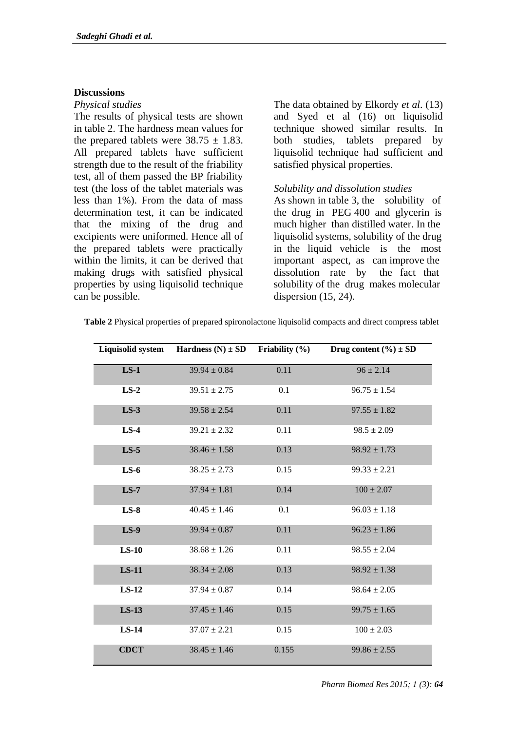## Discussions

*Physical studies*

The results of physical tests are shown in table 2. The hardness mean values for the prepared tablets were 38.75 ± 1.83. All prepared tablets have sufficient strength due to the result of the friability test, all of them passed the BP friability test (the loss of the tablet materials was less than 1%). From the data of mass determination test, it can be indicated that the mixing of the drug and excipients were uniformed. Hence all of the prepared tablets were practically within the limits, it can be derived that making drugs with satisfied physical properties by using liquisolid technique can be possible.

The data obtained by Elkordy *et al*. (13) and Syed et al (16) on liquisolid technique showed similar results. In both studies, tablets prepared by liquisolid technique had sufficient and satisfied physical properties.

*Solubility and dissolution studies*

As shown in table 3, the solubility of the drug in PEG 400 and glycerin is much higher than distilled water. In the liquisolid systems, solubility of the drug in the liquid vehicle is the most important aspect, as can improve the dissolution rate by the fact that solubility of the drug makes molecular dispersion (15, 24).

**Table 2** Physical properties of prepared spironolactone liquisolid compacts and direct compress tablet

| Liquisolid system | Hardness (N) ± SD | Friability (%) | Drug content (%) ± SD |
| --- | --- | --- | --- |
| **LS-1** | 39.94 ± 0.84 | 0.11 | 96 ± 2.14 |
| **LS-2** | 39.51 ± 2.75 | 0.1 | 96.75 ± 1.54 |
| **LS-3** | 39.58 ± 2.54 | 0.11 | 97.55 ± 1.82 |
| **LS-4** | 39.21 ± 2.32 | 0.11 | 98.5 ± 2.09 |
| **LS-5** | 38.46 ± 1.58 | 0.13 | 98.92 ± 1.73 |
| **LS-6** | 38.25 ± 2.73 | 0.15 | 99.33 ± 2.21 |
| **LS-7** | 37.94 ± 1.81 | 0.14 | 100 ± 2.07 |
| **LS-8** | 40.45 ± 1.46 | 0.1 | 96.03 ± 1.18 |
| **LS-9** | 39.94 ± 0.87 | 0.11 | 96.23 ± 1.86 |
| **LS-10** | 38.68 ± 1.26 | 0.11 | 98.55 ± 2.04 |
| **LS-11** | 38.34 ± 2.08 | 0.13 | 98.92 ± 1.38 |
| **LS-12** | 37.94 ± 0.87 | 0.14 | 98.64 ± 2.05 |
| **LS-13** | 37.45 ± 1.46 | 0.15 | 99.75 ± 1.65 |
| **LS-14** | 37.07 ± 2.21 | 0.15 | 100 ± 2.03 |
| **CDCT** | 38.45 ± 1.46 | 0.155 | 99.86 ± 2.55 |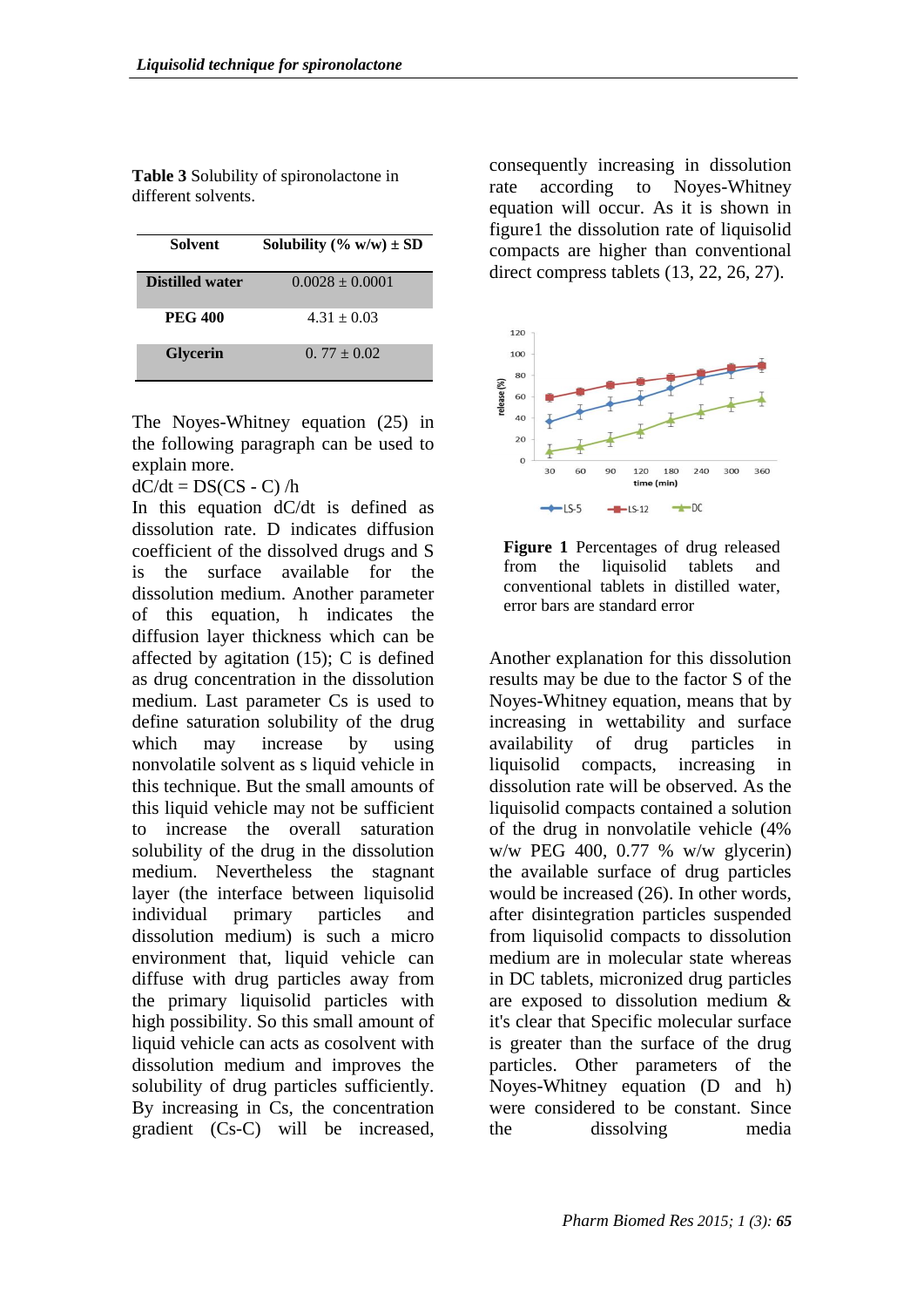**Table 3** Solubility of spironolactone in different solvents.

| Solvent | Solubility (% w/w) ± SD |
|---|---|
| **Distilled water** | 0.0028 ± 0.0001 |
| **PEG 400** | 4.31 ± 0.03 |
| **Glycerin** | 0. 77 ± 0.02 |

The Noyes-Whitney equation (25) in the following paragraph can be used to explain more.

$dC/dt = DS(CS - C) / h$

In this equation dC/dt is defined as dissolution rate. D indicates diffusion coefficient of the dissolved drugs and S is the surface available for the dissolution medium. Another parameter of this equation, h indicates the diffusion layer thickness which can be affected by agitation (15); C is defined as drug concentration in the dissolution medium. Last parameter Cs is used to define saturation solubility of the drug which may increase by using nonvolatile solvent as s liquid vehicle in this technique. But the small amounts of this liquid vehicle may not be sufficient to increase the overall saturation solubility of the drug in the dissolution medium. Nevertheless the stagnant layer (the interface between liquisolid individual primary particles and dissolution medium) is such a micro environment that, liquid vehicle can diffuse with drug particles away from the primary liquisolid particles with high possibility. So this small amount of liquid vehicle can acts as cosolvent with dissolution medium and improves the solubility of drug particles sufficiently. By increasing in Cs, the concentration gradient (Cs-C) will be increased, consequently increasing in dissolution rate according to Noyes-Whitney equation will occur. As it is shown in figure1 the dissolution rate of liquisolid compacts are higher than conventional direct compress tablets (13, 22, 26, 27).

**Figure 1** Percentages of drug released from the liquisolid tablets and conventional tablets in distilled water, error bars are standard error

Another explanation for this dissolution results may be due to the factor S of the Noyes-Whitney equation, means that by increasing in wettability and surface availability of drug particles in liquisolid compacts, increasing in dissolution rate will be observed. As the liquisolid compacts contained a solution of the drug in nonvolatile vehicle (4% w/w PEG 400, 0.77 % w/w glycerin) the available surface of drug particles would be increased (26). In other words, after disintegration particles suspended from liquisolid compacts to dissolution medium are in molecular state whereas in DC tablets, micronized drug particles are exposed to dissolution medium & it's clear that Specific molecular surface is greater than the surface of the drug particles. Other parameters of the Noyes-Whitney equation (D and h) were considered to be constant. Since the dissolving media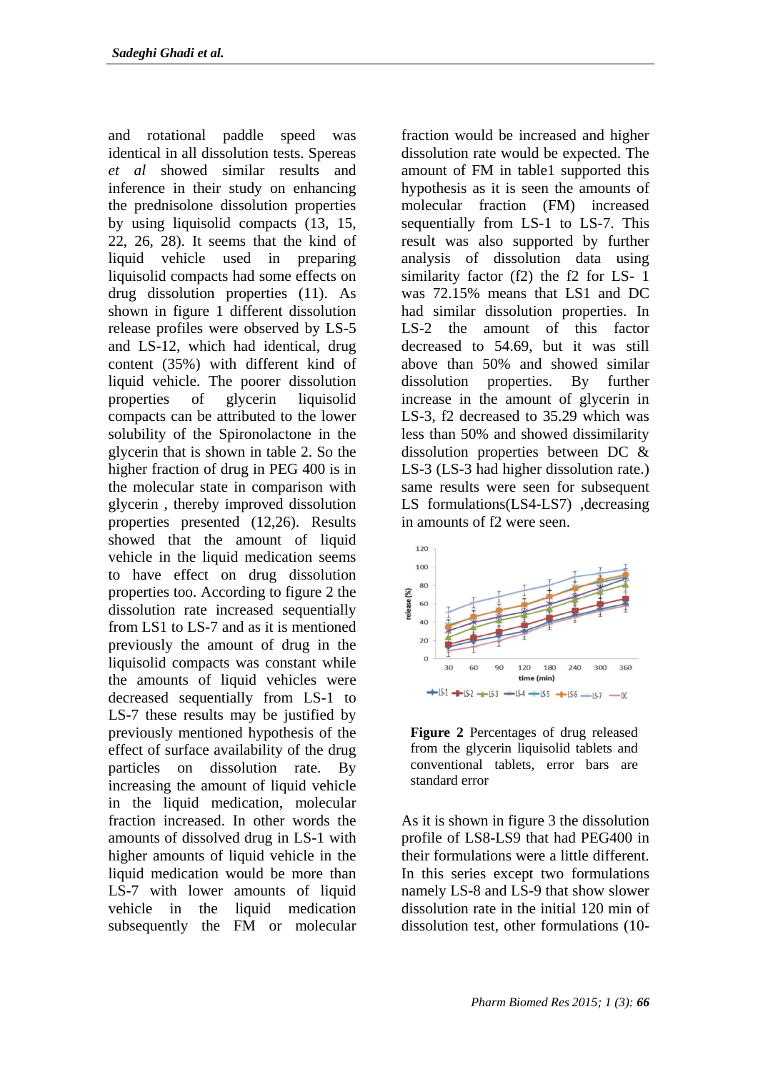and rotational paddle speed was identical in all dissolution tests. Spereas *et al* showed similar results and inference in their study on enhancing the prednisolone dissolution properties by using liquisolid compacts (13, 15, 22, 26, 28). It seems that the kind of liquid vehicle used in preparing liquisolid compacts had some effects on drug dissolution properties (11). As shown in figure 1 different dissolution release profiles were observed by LS-5 and LS-12, which had identical, drug content (35%) with different kind of liquid vehicle. The poorer dissolution properties of glycerin liquisolid compacts can be attributed to the lower solubility of the Spironolactone in the glycerin that is shown in table 2. So the higher fraction of drug in PEG 400 is in the molecular state in comparison with glycerin , thereby improved dissolution properties presented (12,26). Results showed that the amount of liquid vehicle in the liquid medication seems to have effect on drug dissolution properties too. According to figure 2 the dissolution rate increased sequentially from LS1 to LS-7 and as it is mentioned previously the amount of drug in the liquisolid compacts was constant while the amounts of liquid vehicles were decreased sequentially from LS-1 to LS-7 these results may be justified by previously mentioned hypothesis of the effect of surface availability of the drug particles on dissolution rate. By increasing the amount of liquid vehicle in the liquid medication, molecular fraction increased. In other words the amounts of dissolved drug in LS-1 with higher amounts of liquid vehicle in the liquid medication would be more than LS-7 with lower amounts of liquid vehicle in the liquid medication subsequently the FM or molecular fraction would be increased and higher dissolution rate would be expected. The amount of FM in table1 supported this hypothesis as it is seen the amounts of molecular fraction (FM) increased sequentially from LS-1 to LS-7. This result was also supported by further analysis of dissolution data using similarity factor (f2) the f2 for LS- 1 was 72.15% means that LS1 and DC had similar dissolution properties. In LS-2 the amount of this factor decreased to 54.69, but it was still above than 50% and showed similar dissolution properties. By further increase in the amount of glycerin in LS-3, f2 decreased to 35.29 which was less than 50% and showed dissimilarity dissolution properties between DC & LS-3 (LS-3 had higher dissolution rate.) same results were seen for subsequent LS formulations(LS4-LS7) ,decreasing in amounts of f2 were seen.

**Figure 2** Percentages of drug released from the glycerin liquisolid tablets and conventional tablets, error bars are standard error

As it is shown in figure 3 the dissolution profile of LS8-LS9 that had PEG400 in their formulations were a little different. In this series except two formulations namely LS-8 and LS-9 that show slower dissolution rate in the initial 120 min of dissolution test, other formulations (10-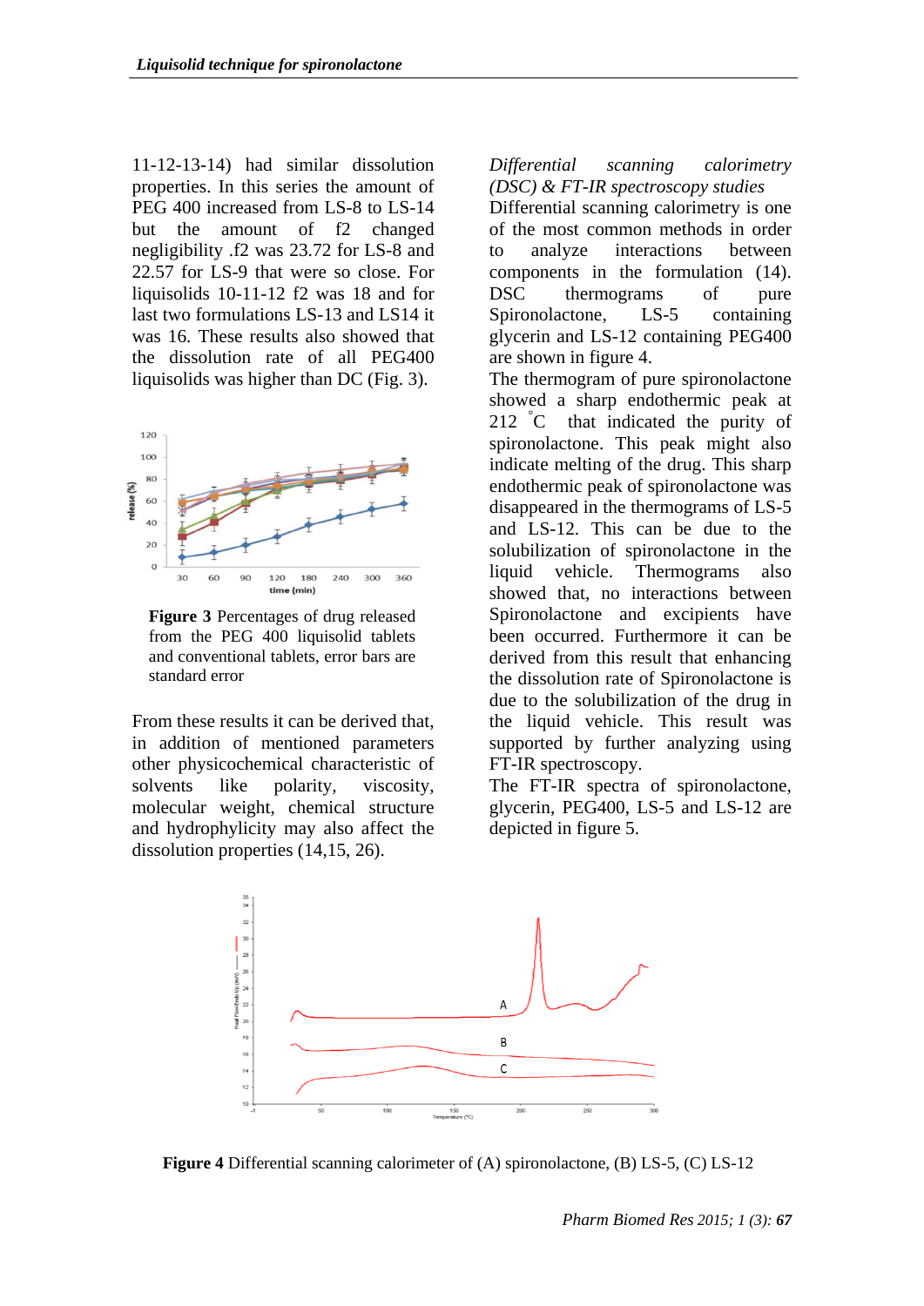11-12-13-14) had similar dissolution properties. In this series the amount of PEG 400 increased from LS-8 to LS-14 but the amount of f2 changed negligibility .f2 was 23.72 for LS-8 and 22.57 for LS-9 that were so close. For liquisolids 10-11-12 f2 was 18 and for last two formulations LS-13 and LS14 it was 16. These results also showed that the dissolution rate of all PEG400 liquisolids was higher than DC (Fig. 3).

**Figure 3** Percentages of drug released from the PEG 400 liquisolid tablets and conventional tablets, error bars are standard error

From these results it can be derived that, in addition of mentioned parameters other physicochemical characteristic of solvents like polarity, viscosity, molecular weight, chemical structure and hydrophylicity may also affect the dissolution properties (14,15, 26).

*Differential scanning calorimetry (DSC) & FT-IR spectroscopy studies*

Differential scanning calorimetry is one of the most common methods in order to analyze interactions between components in the formulation (14). DSC thermograms of pure Spironolactone, LS-5 containing glycerin and LS-12 containing PEG400 are shown in figure 4.

The thermogram of pure spironolactone showed a sharp endothermic peak at 212 $^{\circ}$C that indicated the purity of spironolactone. This peak might also indicate melting of the drug. This sharp endothermic peak of spironolactone was disappeared in the thermograms of LS-5 and LS-12. This can be due to the solubilization of spironolactone in the liquid vehicle. Thermograms also showed that, no interactions between Spironolactone and excipients have been occurred. Furthermore it can be derived from this result that enhancing the dissolution rate of Spironolactone is due to the solubilization of the drug in the liquid vehicle. This result was supported by further analyzing using FT-IR spectroscopy.

The FT-IR spectra of spironolactone, glycerin, PEG400, LS-5 and LS-12 are depicted in figure 5.

**Figure 4** Differential scanning calorimeter of (A) spironolactone, (B) LS-5, (C) LS-12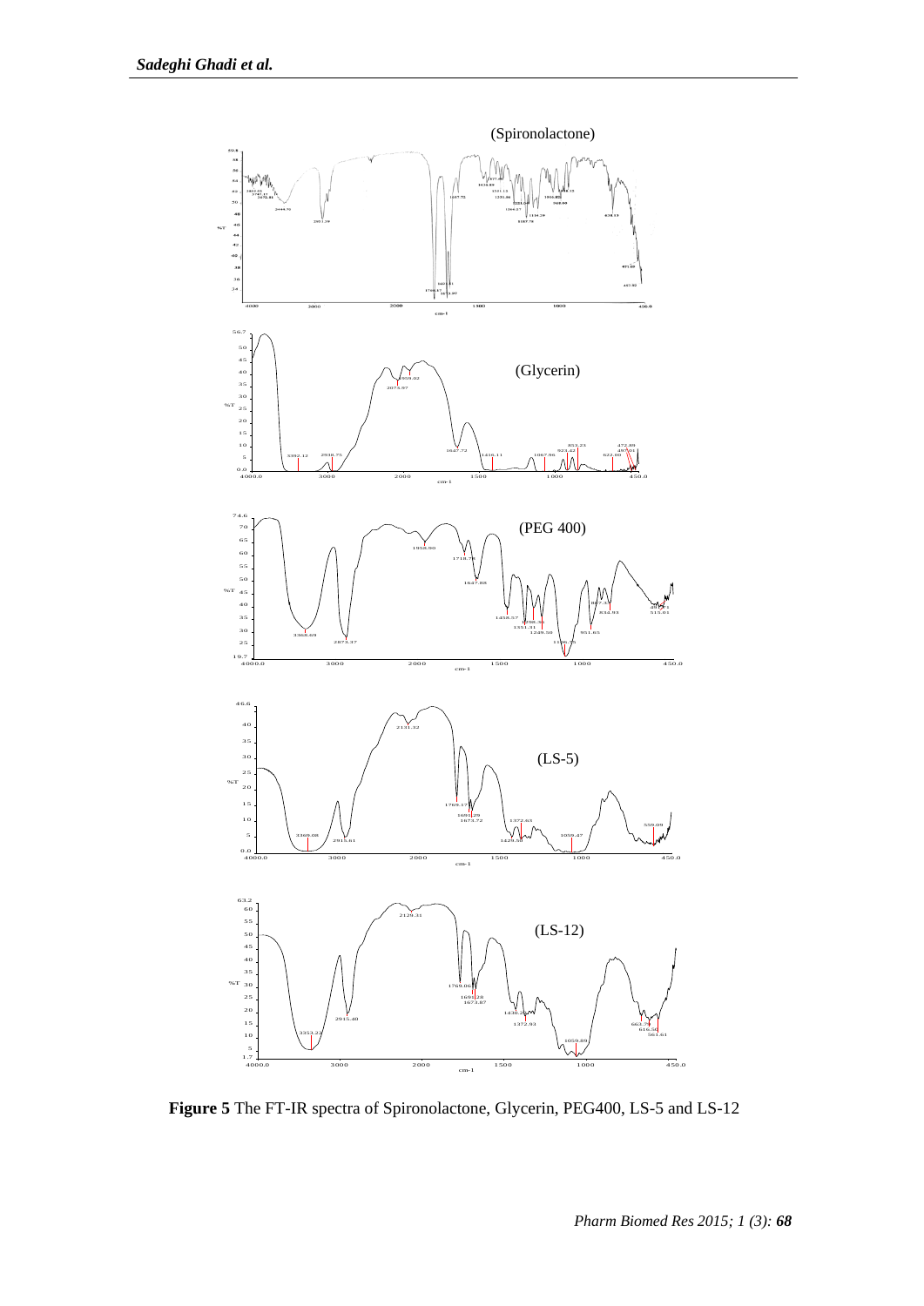**Figure 5** The FT-IR spectra of Spironolactone, Glycerin, PEG400, LS-5 and LS-12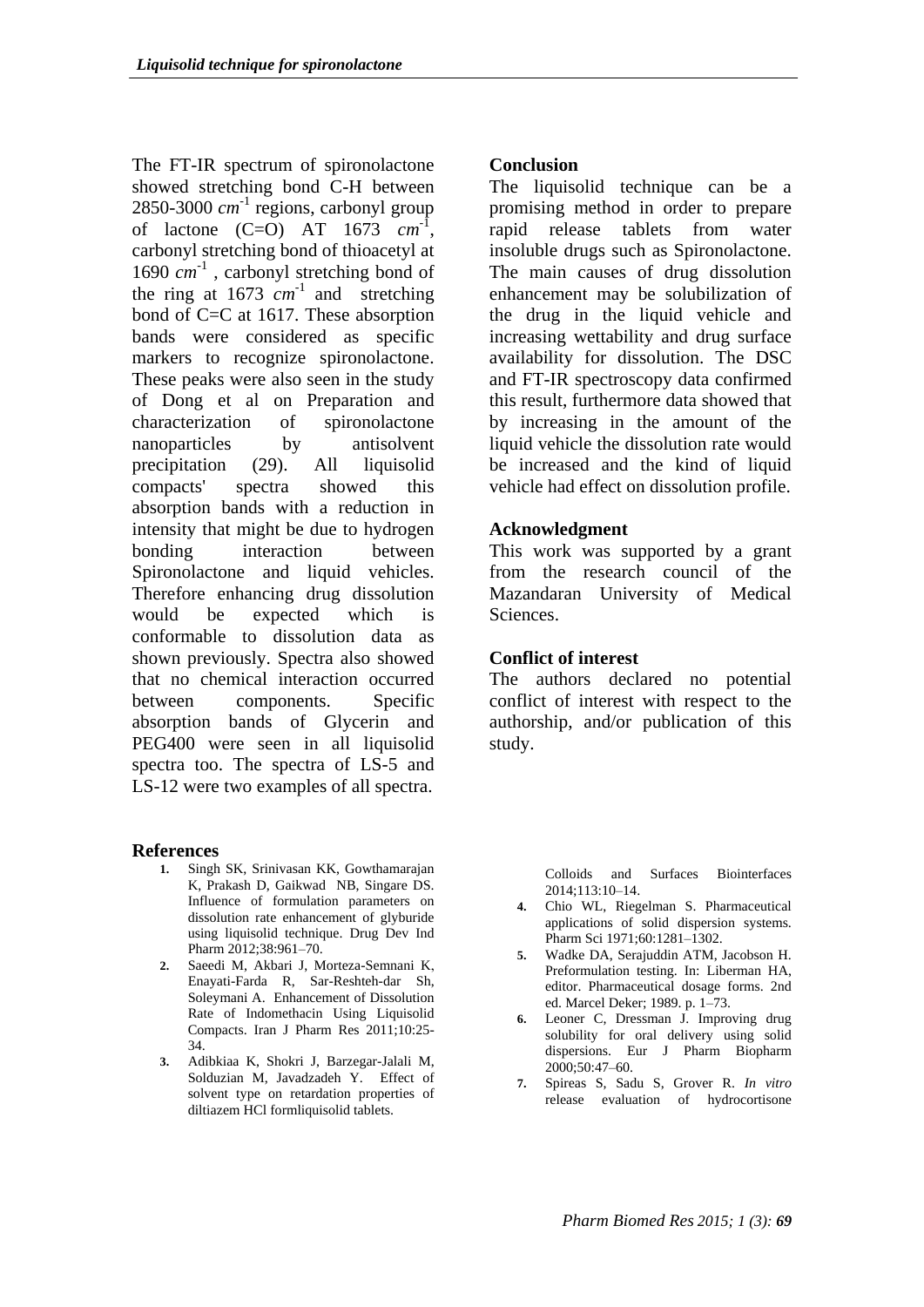The FT-IR spectrum of spironolactone showed stretching bond C-H between 2850-3000 $cm^{-1}$ regions, carbonyl group of lactone (C=O) AT 1673 $cm^{-1}$, carbonyl stretching bond of thioacetyl at 1690 $cm^{-1}$ , carbonyl stretching bond of the ring at 1673 $cm^{-1}$ and stretching bond of C=C at 1617. These absorption bands were considered as specific markers to recognize spironolactone. These peaks were also seen in the study of Dong et al on Preparation and characterization of spironolactone nanoparticles by antisolvent precipitation (29). All liquisolid compacts' spectra showed this absorption bands with a reduction in intensity that might be due to hydrogen bonding interaction between Spironolactone and liquid vehicles. Therefore enhancing drug dissolution would be expected which is conformable to dissolution data as shown previously. Spectra also showed that no chemical interaction occurred between components. Specific absorption bands of Glycerin and PEG400 were seen in all liquisolid spectra too. The spectra of LS-5 and LS-12 were two examples of all spectra.

## Conclusion

The liquisolid technique can be a promising method in order to prepare rapid release tablets from water insoluble drugs such as Spironolactone. The main causes of drug dissolution enhancement may be solubilization of the drug in the liquid vehicle and increasing wettability and drug surface availability for dissolution. The DSC and FT-IR spectroscopy data confirmed this result, furthermore data showed that by increasing in the amount of the liquid vehicle the dissolution rate would be increased and the kind of liquid vehicle had effect on dissolution profile.

## Acknowledgment

This work was supported by a grant from the research council of the Mazandaran University of Medical Sciences.

## Conflict of interest

The authors declared no potential conflict of interest with respect to the authorship, and/or publication of this study.

## References

1. Singh SK, Srinivasan KK, Gowthamarajan K, Prakash D, Gaikwad NB, Singare DS. Influence of formulation parameters on dissolution rate enhancement of glyburide using liquisolid technique. Drug Dev Ind Pharm 2012;38:961–70.
2. Saeedi M, Akbari J, Morteza-Semnani K, Enayati-Farda R, Sar-Reshteh-dar Sh, Soleymani A. Enhancement of Dissolution Rate of Indomethacin Using Liquisolid Compacts. Iran J Pharm Res 2011;10:25-34.
3. Adibkiaa K, Shokri J, Barzegar-Jalali M, Solduzian M, Javadzadeh Y. Effect of solvent type on retardation properties of diltiazem HCl formliquisolid tablets. Colloids and Surfaces Biointerfaces 2014;113:10–14.
4. Chio WL, Riegelman S. Pharmaceutical applications of solid dispersion systems. Pharm Sci 1971;60:1281–1302.
5. Wadke DA, Serajuddin ATM, Jacobson H. Preformulation testing. In: Liberman HA, editor. Pharmaceutical dosage forms. 2nd ed. Marcel Deker; 1989. p. 1–73.
6. Leoner C, Dressman J. Improving drug solubility for oral delivery using solid dispersions. Eur J Pharm Biopharm 2000;50:47–60.
7. Spireas S, Sadu S, Grover R. *In vitro* release evaluation of hydrocortisone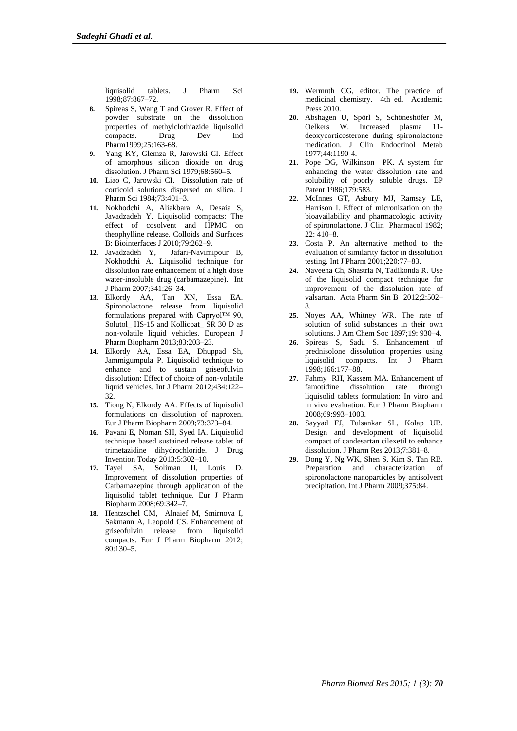liquisolid tablets. J Pharm Sci 1998;87:867–72.

8. Spireas S, Wang T and Grover R. Effect of powder substrate on the dissolution properties of methylclothiazide liquisolid compacts. Drug Dev Ind Pharm1999;25:163-68.
9. Yang KY, Glemza R, Jarowski CI. Effect of amorphous silicon dioxide on drug dissolution. J Pharm Sci 1979;68:560–5.
10. Liao C, Jarowski CI. Dissolution rate of corticoid solutions dispersed on silica. J Pharm Sci 1984;73:401–3.
11. Nokhodchi A, Aliakbara A, Desaia S, Javadzadeh Y. Liquisolid compacts: The effect of cosolvent and HPMC on theophylline release. Colloids and Surfaces B: Biointerfaces J 2010;79:262–9.
12. Javadzadeh Y, Jafari-Navimipour B, Nokhodchi A. Liquisolid technique for dissolution rate enhancement of a high dose water-insoluble drug (carbamazepine). Int J Pharm 2007;341:26–34.
13. Elkordy AA, Tan XN, Essa EA. Spironolactone release from liquisolid formulations prepared with Capryol™ 90, Solutol_ HS-15 and Kollicoat_ SR 30 D as non-volatile liquid vehicles. European J Pharm Biopharm 2013;83:203–23.
14. Elkordy AA, Essa EA, Dhuppad Sh, Jammigumpula P. Liquisolid technique to enhance and to sustain griseofulvin dissolution: Effect of choice of non-volatile liquid vehicles. Int J Pharm 2012;434:122–32.
15. Tiong N, Elkordy AA. Effects of liquisolid formulations on dissolution of naproxen. Eur J Pharm Biopharm 2009;73:373–84.
16. Pavani E, Noman SH, Syed IA. Liquisolid technique based sustained release tablet of trimetazidine dihydrochloride. J Drug Invention Today 2013;5:302–10.
17. Tayel SA, Soliman II, Louis D. Improvement of dissolution properties of Carbamazepine through application of the liquisolid tablet technique. Eur J Pharm Biopharm 2008;69:342–7.
18. Hentzschel CM, Alnaief M, Smirnova I, Sakmann A, Leopold CS. Enhancement of griseofulvin release from liquisolid compacts. Eur J Pharm Biopharm 2012; 80:130–5.
19. Wermuth CG, editor. The practice of medicinal chemistry. 4th ed. Academic Press 2010.
20. Abshagen U, Spörl S, Schöneshöfer M, Oelkers W. Increased plasma 11-deoxycorticosterone during spironolactone medication. J Clin Endocrinol Metab 1977;44:1190-4.
21. Pope DG, Wilkinson PK. A system for enhancing the water dissolution rate and solubility of poorly soluble drugs. EP Patent 1986;179:583.
22. McInnes GT, Asbury MJ, Ramsay LE, Harrison I. Effect of micronization on the bioavailability and pharmacologic activity of spironolactone. J Clin Pharmacol 1982; 22: 410–8.
23. Costa P. An alternative method to the evaluation of similarity factor in dissolution testing. Int J Pharm 2001;220:77–83.
24. Naveena Ch, Shastria N, Tadikonda R. Use of the liquisolid compact technique for improvement of the dissolution rate of valsartan. Acta Pharm Sin B 2012;2:502–8.
25. Noyes AA, Whitney WR. The rate of solution of solid substances in their own solutions. J Am Chem Soc 1897;19: 930–4.
26. Spireas S, Sadu S. Enhancement of prednisolone dissolution properties using liquisolid compacts. Int J Pharm 1998;166:177–88.
27. Fahmy RH, Kassem MA. Enhancement of famotidine dissolution rate through liquisolid tablets formulation: In vitro and in vivo evaluation. Eur J Pharm Biopharm 2008;69:993–1003.
28. Sayyad FJ, Tulsankar SL, Kolap UB. Design and development of liquisolid compact of candesartan cilexetil to enhance dissolution. J Pharm Res 2013;7:381–8.
29. Dong Y, Ng WK, Shen S, Kim S, Tan RB. Preparation and characterization of spironolactone nanoparticles by antisolvent precipitation. Int J Pharm 2009;375:84.